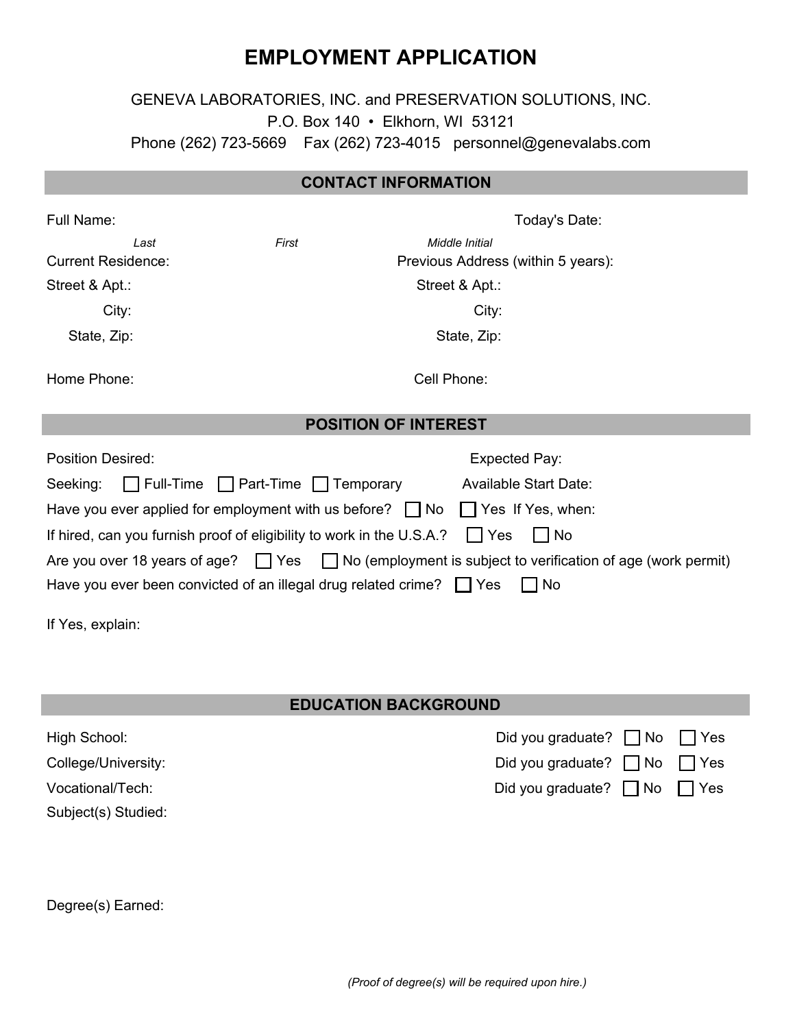# EMPLOYMENT APPLICATION

GENEVA LABORATORIES, INC. and PRESERVATION SOLUTIONS, INC.
P.O. Box 140 • Elkhorn, WI 53121
Phone (262) 723-5669 Fax (262) 723-4015 personnel@genevalabs.com

## CONTACT INFORMATION

Full Name: Today's Date:

*Last* *First* *Middle Initial*

Current Residence: Previous Address (within 5 years):

Street & Apt.: Street & Apt.:

City: City:

State, Zip: State, Zip:

Home Phone: Cell Phone:

## POSITION OF INTEREST

Position Desired: Expected Pay:

Seeking: ☐ Full-Time ☐ Part-Time ☐ Temporary Available Start Date:

Have you ever applied for employment with us before? ☐ No ☐ Yes If Yes, when:

If hired, can you furnish proof of eligibility to work in the U.S.A.? ☐ Yes ☐ No

Are you over 18 years of age? ☐ Yes ☐ No (employment is subject to verification of age (work permit)

Have you ever been convicted of an illegal drug related crime? ☐ Yes ☐ No

If Yes, explain:

## EDUCATION BACKGROUND

High School: Did you graduate? ☐ No ☐ Yes

College/University: Did you graduate? ☐ No ☐ Yes

Vocational/Tech: Did you graduate? ☐ No ☐ Yes

Subject(s) Studied:

Degree(s) Earned:

*(Proof of degree(s) will be required upon hire.)*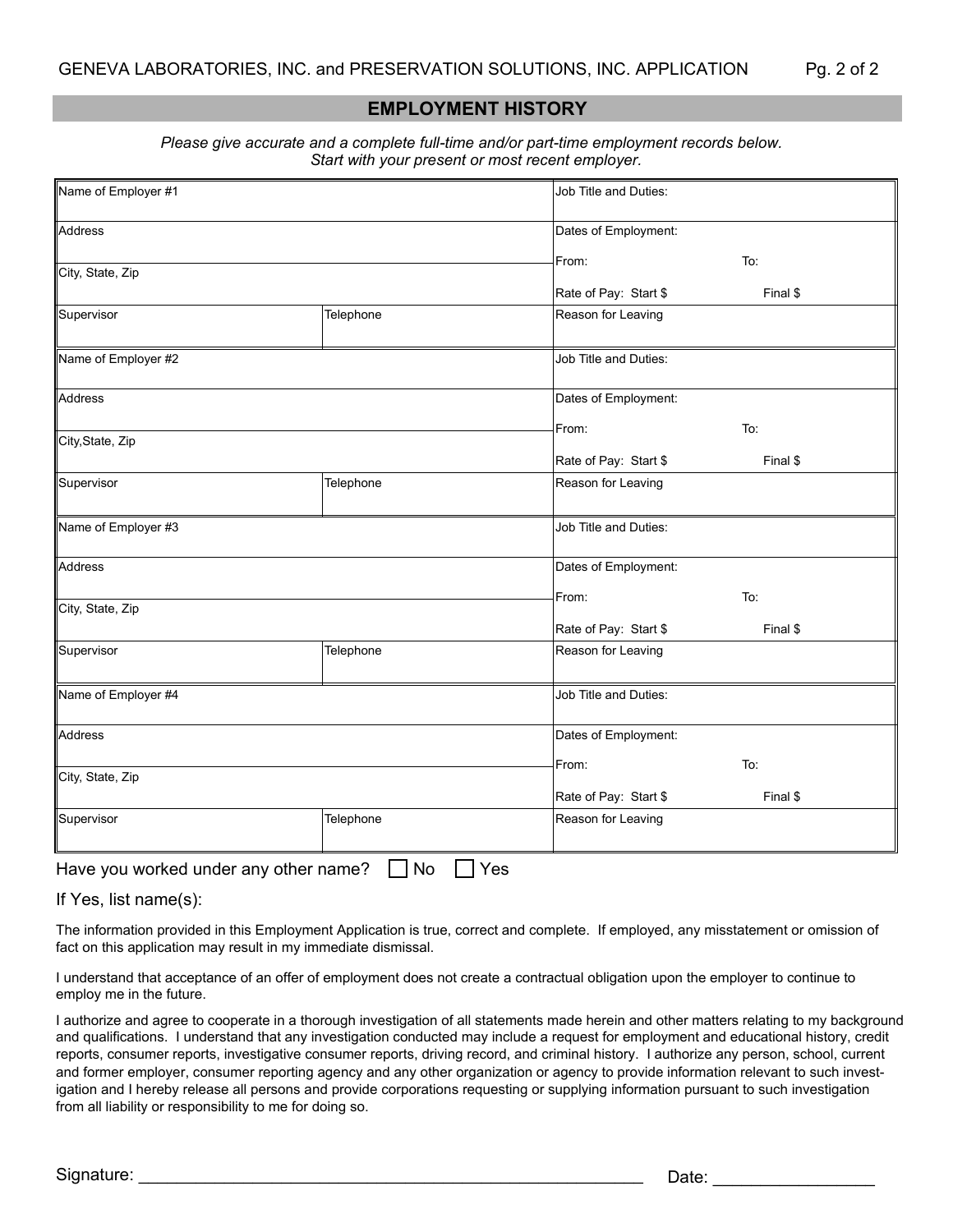## EMPLOYMENT HISTORY

*Please give accurate and a complete full-time and/or part-time employment records below. Start with your present or most recent employer.*

| | | |
|---|---|---|
| Name of Employer #1 | | Job Title and Duties: |
| Address | | Dates of Employment: |
| City, State, Zip | | From: To: |
| | | Rate of Pay: Start $ Final $ |
| Supervisor | Telephone | Reason for Leaving |
| Name of Employer #2 | | Job Title and Duties: |
| Address | | Dates of Employment: |
| City,State, Zip | | From: To: |
| | | Rate of Pay: Start $ Final $ |
| Supervisor | Telephone | Reason for Leaving |
| Name of Employer #3 | | Job Title and Duties: |
| Address | | Dates of Employment: |
| City, State, Zip | | From: To: |
| | | Rate of Pay: Start $ Final $ |
| Supervisor | Telephone | Reason for Leaving |
| Name of Employer #4 | | Job Title and Duties: |
| Address | | Dates of Employment: |
| City, State, Zip | | From: To: |
| | | Rate of Pay: Start $ Final $ |
| Supervisor | Telephone | Reason for Leaving |

Have you worked under any other name? ☐ No ☐ Yes

If Yes, list name(s):

The information provided in this Employment Application is true, correct and complete. If employed, any misstatement or omission of fact on this application may result in my immediate dismissal.

I understand that acceptance of an offer of employment does not create a contractual obligation upon the employer to continue to employ me in the future.

I authorize and agree to cooperate in a thorough investigation of all statements made herein and other matters relating to my background and qualifications. I understand that any investigation conducted may include a request for employment and educational history, credit reports, consumer reports, investigative consumer reports, driving record, and criminal history. I authorize any person, school, current and former employer, consumer reporting agency and any other organization or agency to provide information relevant to such investigation and I hereby release all persons and provide corporations requesting or supplying information pursuant to such investigation from all liability or responsibility to me for doing so.

Signature: ______________________________________________________ Date: _________________